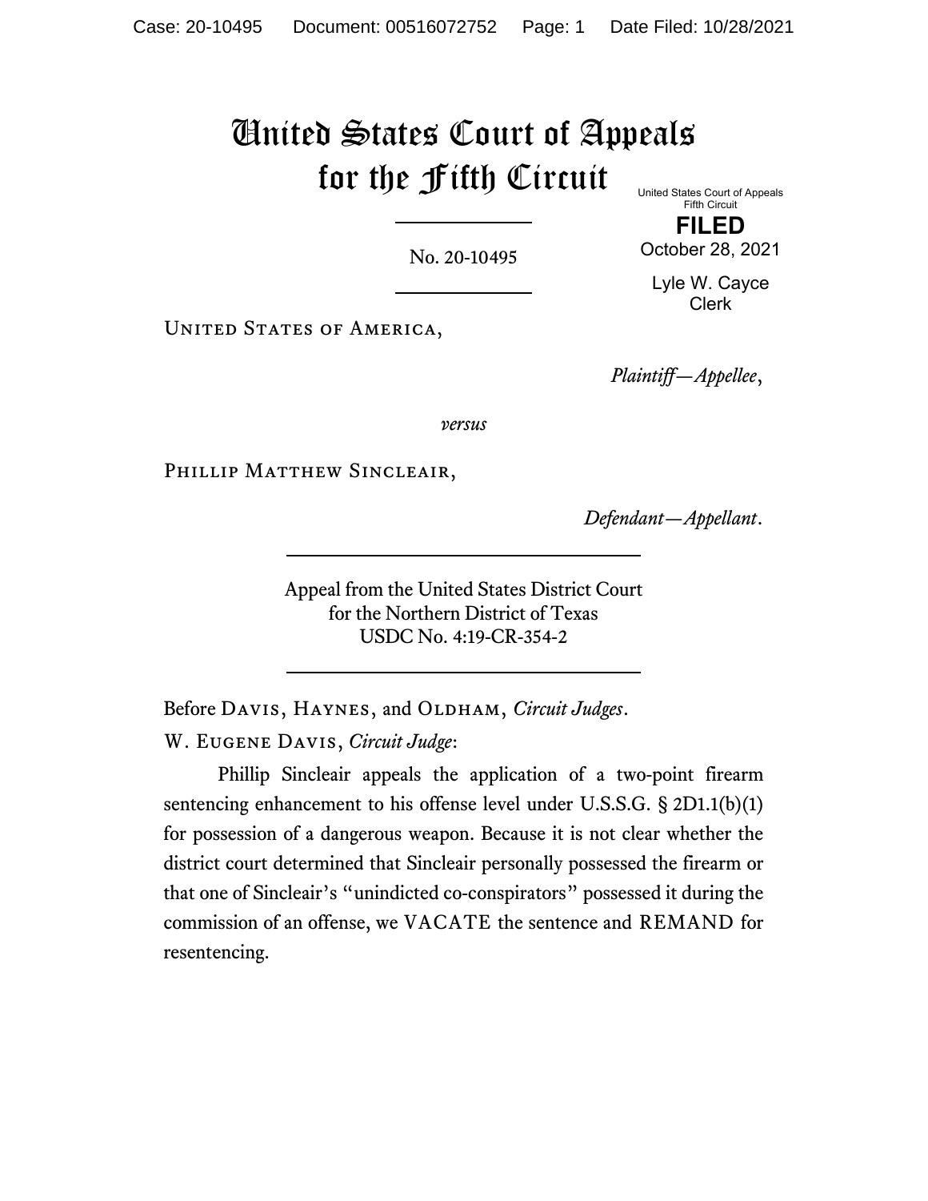# United States Court of Appeals for the Fifth Circuit

United States Court of Appeals
Fifth Circuit

**FILED**

October 28, 2021

Lyle W. Cayce
Clerk

---

No. 20-10495

---

United States of America,

*Plaintiff—Appellee*,

*versus*

Phillip Matthew Sincleair,

*Defendant—Appellant*.

---

Appeal from the United States District Court
for the Northern District of Texas
USDC No. 4:19-CR-354-2

---

Before Davis, Haynes, and Oldham, *Circuit Judges*.

W. Eugene Davis, *Circuit Judge*:

Phillip Sincleair appeals the application of a two-point firearm sentencing enhancement to his offense level under U.S.S.G. § 2D1.1(b)(1) for possession of a dangerous weapon. Because it is not clear whether the district court determined that Sincleair personally possessed the firearm or that one of Sincleair's "unindicted co-conspirators" possessed it during the commission of an offense, we VACATE the sentence and REMAND for resentencing.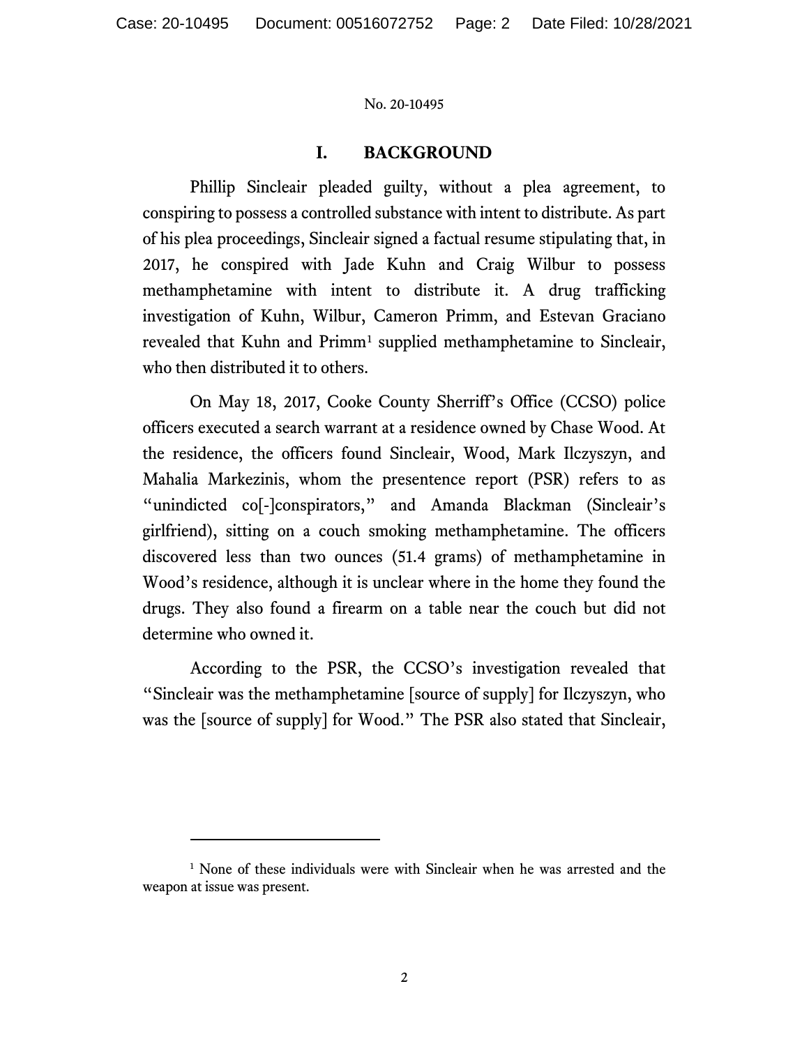## I. BACKGROUND

Phillip Sincleair pleaded guilty, without a plea agreement, to conspiring to possess a controlled substance with intent to distribute. As part of his plea proceedings, Sincleair signed a factual resume stipulating that, in 2017, he conspired with Jade Kuhn and Craig Wilbur to possess methamphetamine with intent to distribute it. A drug trafficking investigation of Kuhn, Wilbur, Cameron Primm, and Estevan Graciano revealed that Kuhn and Primm[1] supplied methamphetamine to Sincleair, who then distributed it to others.

On May 18, 2017, Cooke County Sherriff's Office (CCSO) police officers executed a search warrant at a residence owned by Chase Wood. At the residence, the officers found Sincleair, Wood, Mark Ilczyszyn, and Mahalia Markezinis, whom the presentence report (PSR) refers to as "unindicted co[-]conspirators," and Amanda Blackman (Sincleair's girlfriend), sitting on a couch smoking methamphetamine. The officers discovered less than two ounces (51.4 grams) of methamphetamine in Wood's residence, although it is unclear where in the home they found the drugs. They also found a firearm on a table near the couch but did not determine who owned it.

According to the PSR, the CCSO's investigation revealed that "Sincleair was the methamphetamine [source of supply] for Ilczyszyn, who was the [source of supply] for Wood." The PSR also stated that Sincleair,

---

[1] None of these individuals were with Sincleair when he was arrested and the weapon at issue was present.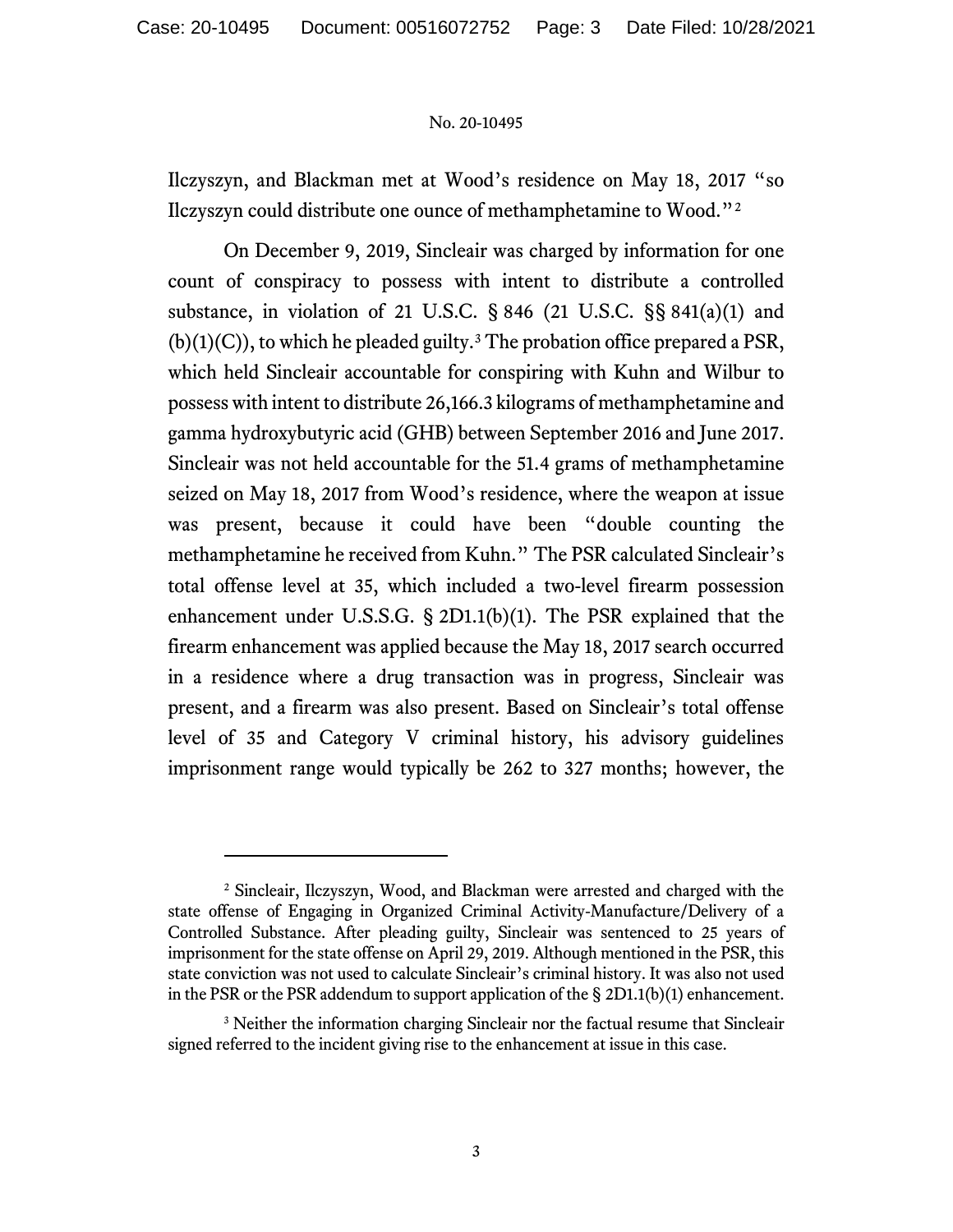Ilczyszyn, and Blackman met at Wood's residence on May 18, 2017 "so Ilczyszyn could distribute one ounce of methamphetamine to Wood."[2]

On December 9, 2019, Sincleair was charged by information for one count of conspiracy to possess with intent to distribute a controlled substance, in violation of 21 U.S.C. § 846 (21 U.S.C. §§ 841(a)(1) and (b)(1)(C)), to which he pleaded guilty.[3] The probation office prepared a PSR, which held Sincleair accountable for conspiring with Kuhn and Wilbur to possess with intent to distribute 26,166.3 kilograms of methamphetamine and gamma hydroxybutyric acid (GHB) between September 2016 and June 2017. Sincleair was not held accountable for the 51.4 grams of methamphetamine seized on May 18, 2017 from Wood's residence, where the weapon at issue was present, because it could have been "double counting the methamphetamine he received from Kuhn." The PSR calculated Sincleair's total offense level at 35, which included a two-level firearm possession enhancement under U.S.S.G. § 2D1.1(b)(1). The PSR explained that the firearm enhancement was applied because the May 18, 2017 search occurred in a residence where a drug transaction was in progress, Sincleair was present, and a firearm was also present. Based on Sincleair's total offense level of 35 and Category V criminal history, his advisory guidelines imprisonment range would typically be 262 to 327 months; however, the

---

[2] Sincleair, Ilczyszyn, Wood, and Blackman were arrested and charged with the state offense of Engaging in Organized Criminal Activity-Manufacture/Delivery of a Controlled Substance. After pleading guilty, Sincleair was sentenced to 25 years of imprisonment for the state offense on April 29, 2019. Although mentioned in the PSR, this state conviction was not used to calculate Sincleair's criminal history. It was also not used in the PSR or the PSR addendum to support application of the § 2D1.1(b)(1) enhancement.

[3] Neither the information charging Sincleair nor the factual resume that Sincleair signed referred to the incident giving rise to the enhancement at issue in this case.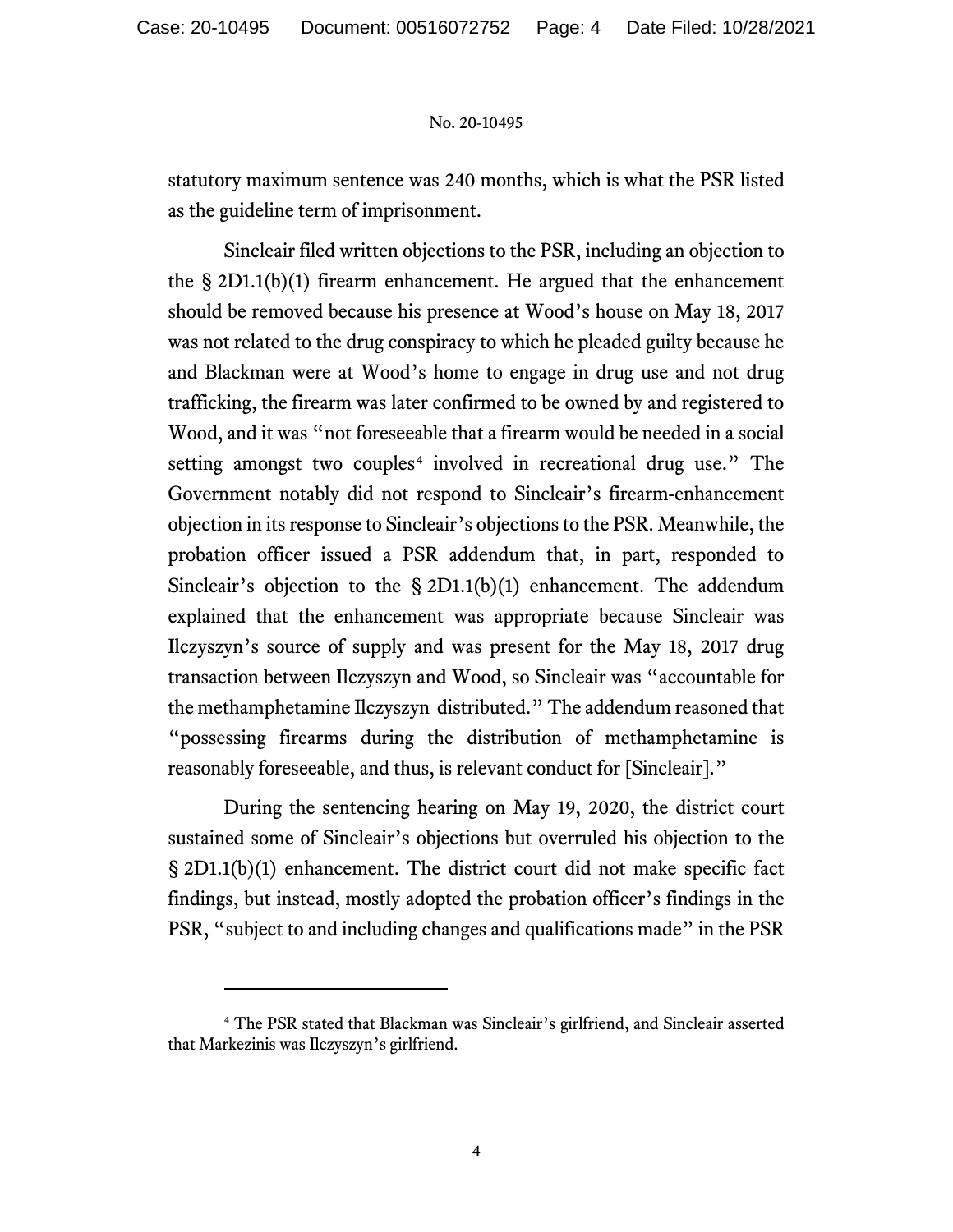statutory maximum sentence was 240 months, which is what the PSR listed as the guideline term of imprisonment.

Sincleair filed written objections to the PSR, including an objection to the § 2D1.1(b)(1) firearm enhancement. He argued that the enhancement should be removed because his presence at Wood's house on May 18, 2017 was not related to the drug conspiracy to which he pleaded guilty because he and Blackman were at Wood's home to engage in drug use and not drug trafficking, the firearm was later confirmed to be owned by and registered to Wood, and it was "not foreseeable that a firearm would be needed in a social setting amongst two couples[4] involved in recreational drug use." The Government notably did not respond to Sincleair's firearm-enhancement objection in its response to Sincleair's objections to the PSR. Meanwhile, the probation officer issued a PSR addendum that, in part, responded to Sincleair's objection to the § 2D1.1(b)(1) enhancement. The addendum explained that the enhancement was appropriate because Sincleair was Ilczyszyn's source of supply and was present for the May 18, 2017 drug transaction between Ilczyszyn and Wood, so Sincleair was "accountable for the methamphetamine Ilczyszyn distributed." The addendum reasoned that "possessing firearms during the distribution of methamphetamine is reasonably foreseeable, and thus, is relevant conduct for [Sincleair]."

During the sentencing hearing on May 19, 2020, the district court sustained some of Sincleair's objections but overruled his objection to the § 2D1.1(b)(1) enhancement. The district court did not make specific fact findings, but instead, mostly adopted the probation officer's findings in the PSR, "subject to and including changes and qualifications made" in the PSR

[4] The PSR stated that Blackman was Sincleair's girlfriend, and Sincleair asserted that Markezinis was Ilczyszyn's girlfriend.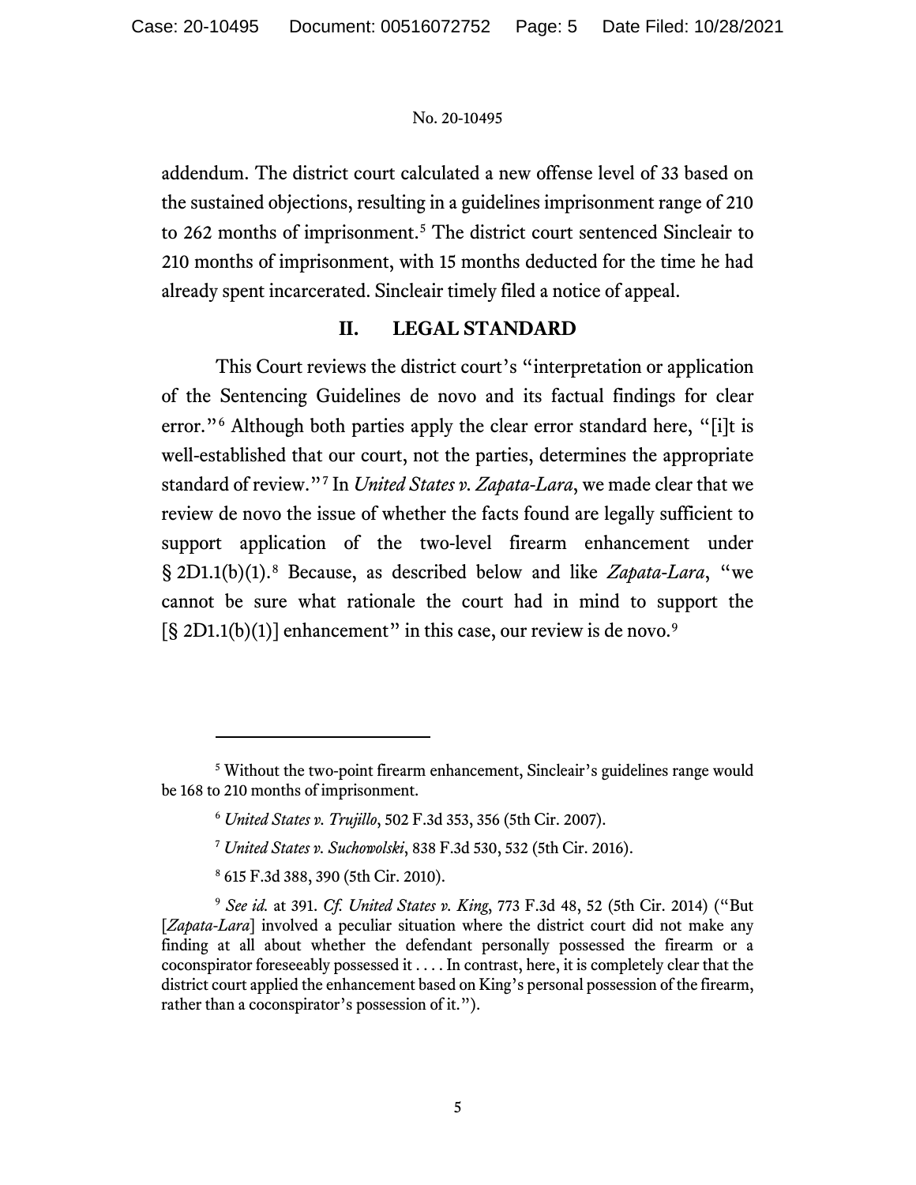addendum. The district court calculated a new offense level of 33 based on the sustained objections, resulting in a guidelines imprisonment range of 210 to 262 months of imprisonment.[5] The district court sentenced Sincleair to 210 months of imprisonment, with 15 months deducted for the time he had already spent incarcerated. Sincleair timely filed a notice of appeal.

## II. LEGAL STANDARD

This Court reviews the district court's "interpretation or application of the Sentencing Guidelines de novo and its factual findings for clear error."[6] Although both parties apply the clear error standard here, "[i]t is well-established that our court, not the parties, determines the appropriate standard of review."[7] In *United States v. Zapata-Lara*, we made clear that we review de novo the issue of whether the facts found are legally sufficient to support application of the two-level firearm enhancement under § 2D1.1(b)(1).[8] Because, as described below and like *Zapata-Lara*, "we cannot be sure what rationale the court had in mind to support the [§ 2D1.1(b)(1)] enhancement" in this case, our review is de novo.[9]

---

[5] Without the two-point firearm enhancement, Sincleair's guidelines range would be 168 to 210 months of imprisonment.

[6] *United States v. Trujillo*, 502 F.3d 353, 356 (5th Cir. 2007).

[7] *United States v. Suchowolski*, 838 F.3d 530, 532 (5th Cir. 2016).

[8] 615 F.3d 388, 390 (5th Cir. 2010).

[9] *See id.* at 391. *Cf. United States v. King*, 773 F.3d 48, 52 (5th Cir. 2014) ("But [*Zapata-Lara*] involved a peculiar situation where the district court did not make any finding at all about whether the defendant personally possessed the firearm or a coconspirator foreseeably possessed it . . . . In contrast, here, it is completely clear that the district court applied the enhancement based on King's personal possession of the firearm, rather than a coconspirator's possession of it.").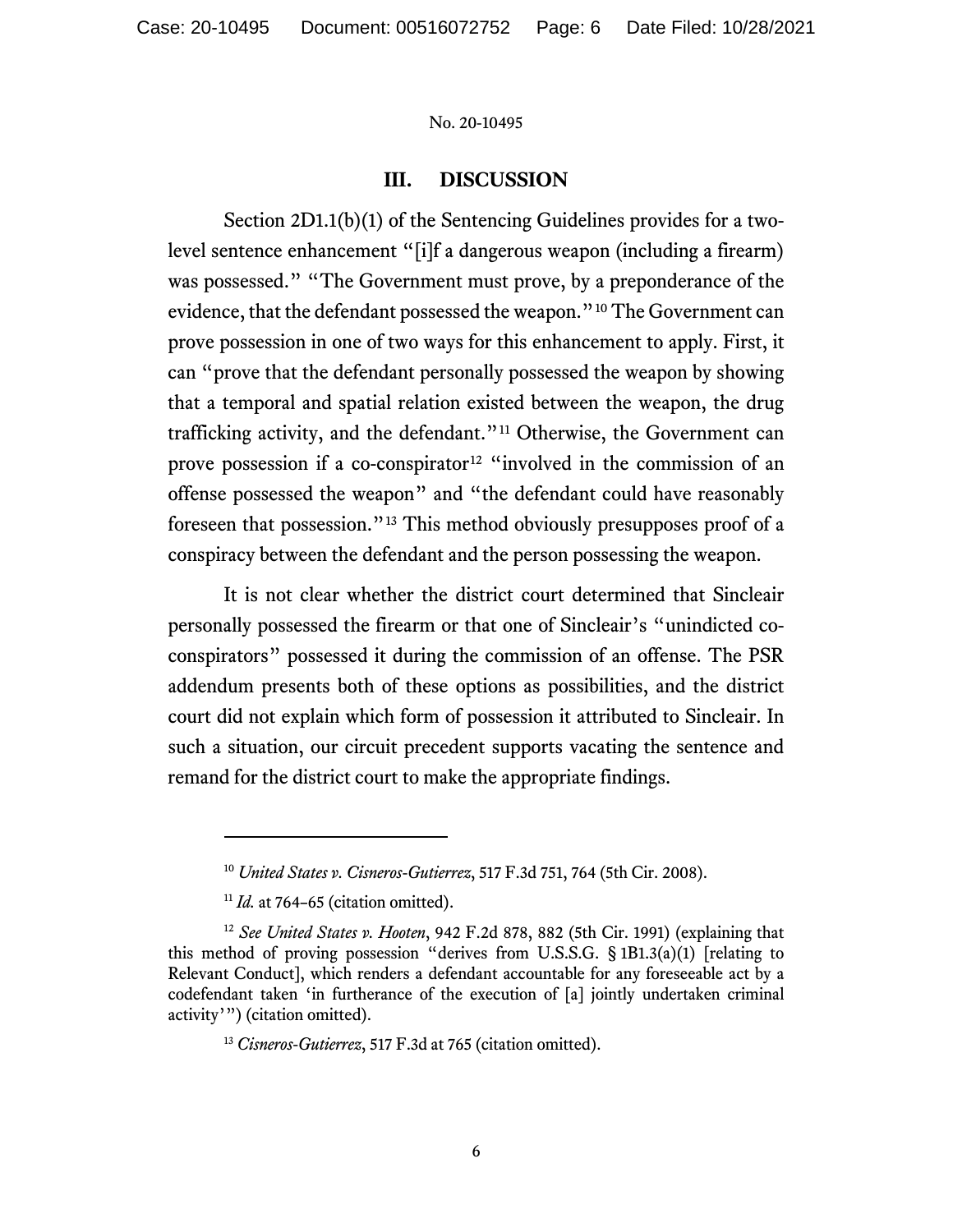## III. DISCUSSION

Section 2D1.1(b)(1) of the Sentencing Guidelines provides for a two-level sentence enhancement "[i]f a dangerous weapon (including a firearm) was possessed." "The Government must prove, by a preponderance of the evidence, that the defendant possessed the weapon."[10] The Government can prove possession in one of two ways for this enhancement to apply. First, it can "prove that the defendant personally possessed the weapon by showing that a temporal and spatial relation existed between the weapon, the drug trafficking activity, and the defendant."[11] Otherwise, the Government can prove possession if a co-conspirator[12] "involved in the commission of an offense possessed the weapon" and "the defendant could have reasonably foreseen that possession."[13] This method obviously presupposes proof of a conspiracy between the defendant and the person possessing the weapon.

It is not clear whether the district court determined that Sincleair personally possessed the firearm or that one of Sincleair's "unindicted co-conspirators" possessed it during the commission of an offense. The PSR addendum presents both of these options as possibilities, and the district court did not explain which form of possession it attributed to Sincleair. In such a situation, our circuit precedent supports vacating the sentence and remand for the district court to make the appropriate findings.

---

[10] *United States v. Cisneros-Gutierrez*, 517 F.3d 751, 764 (5th Cir. 2008).

[11] *Id.* at 764–65 (citation omitted).

[12] *See United States v. Hooten*, 942 F.2d 878, 882 (5th Cir. 1991) (explaining that this method of proving possession "derives from U.S.S.G. § 1B1.3(a)(1) [relating to Relevant Conduct], which renders a defendant accountable for any foreseeable act by a codefendant taken 'in furtherance of the execution of [a] jointly undertaken criminal activity'") (citation omitted).

[13] *Cisneros-Gutierrez*, 517 F.3d at 765 (citation omitted).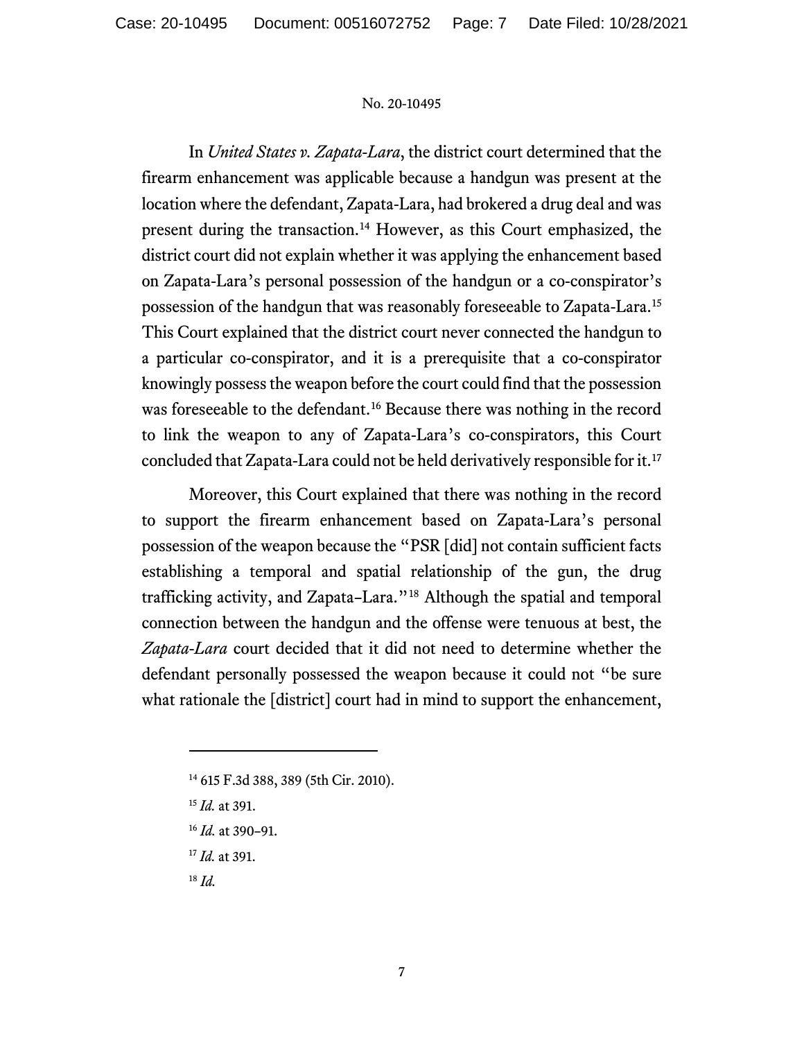In *United States v. Zapata-Lara*, the district court determined that the firearm enhancement was applicable because a handgun was present at the location where the defendant, Zapata-Lara, had brokered a drug deal and was present during the transaction.[14] However, as this Court emphasized, the district court did not explain whether it was applying the enhancement based on Zapata-Lara's personal possession of the handgun or a co-conspirator's possession of the handgun that was reasonably foreseeable to Zapata-Lara.[15] This Court explained that the district court never connected the handgun to a particular co-conspirator, and it is a prerequisite that a co-conspirator knowingly possess the weapon before the court could find that the possession was foreseeable to the defendant.[16] Because there was nothing in the record to link the weapon to any of Zapata-Lara's co-conspirators, this Court concluded that Zapata-Lara could not be held derivatively responsible for it.[17]

Moreover, this Court explained that there was nothing in the record to support the firearm enhancement based on Zapata-Lara's personal possession of the weapon because the "PSR [did] not contain sufficient facts establishing a temporal and spatial relationship of the gun, the drug trafficking activity, and Zapata–Lara."[18] Although the spatial and temporal connection between the handgun and the offense were tenuous at best, the *Zapata-Lara* court decided that it did not need to determine whether the defendant personally possessed the weapon because it could not "be sure what rationale the [district] court had in mind to support the enhancement,

---

[14] 615 F.3d 388, 389 (5th Cir. 2010).

[15] *Id.* at 391.

[16] *Id.* at 390–91.

[17] *Id.* at 391.

[18] *Id.*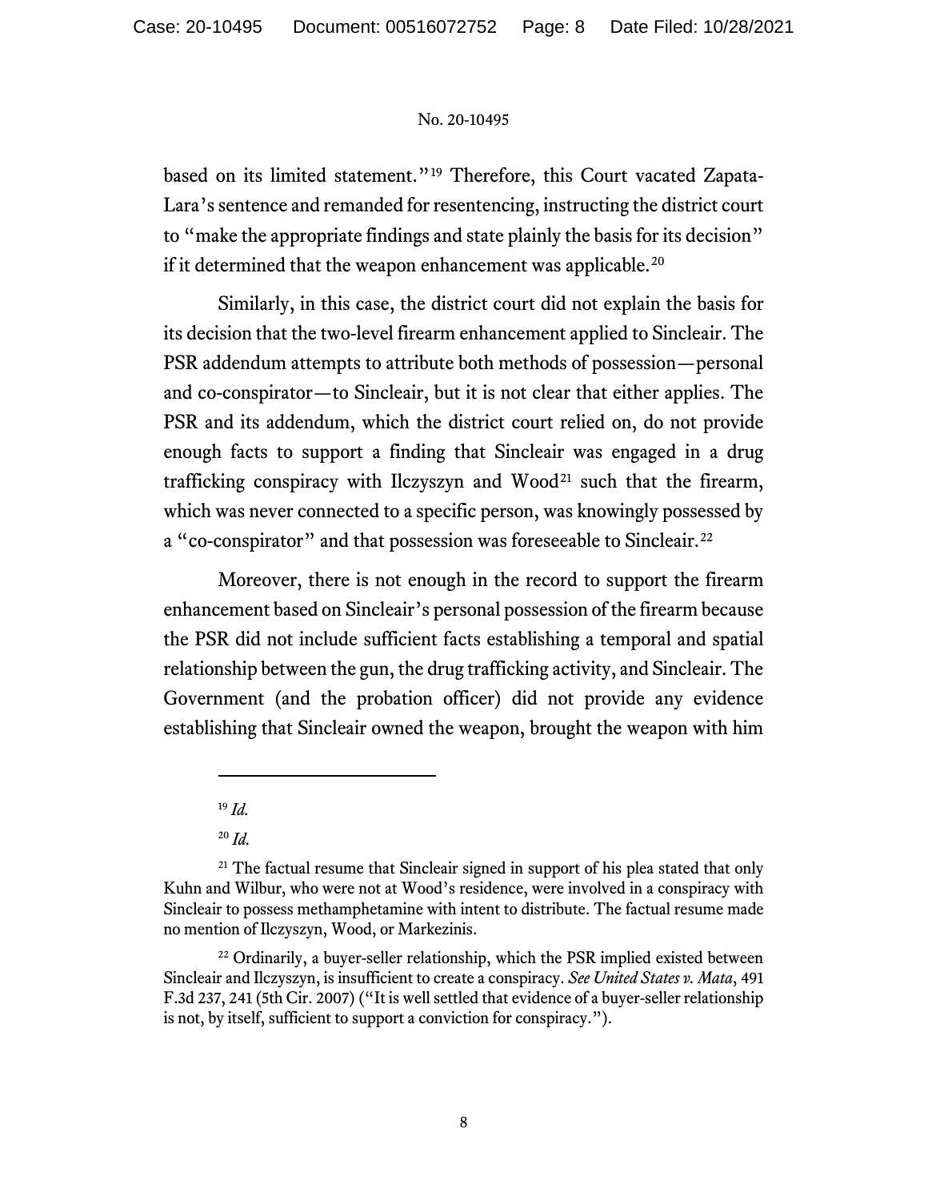based on its limited statement."[19] Therefore, this Court vacated Zapata-Lara's sentence and remanded for resentencing, instructing the district court to "make the appropriate findings and state plainly the basis for its decision" if it determined that the weapon enhancement was applicable.[20]

Similarly, in this case, the district court did not explain the basis for its decision that the two-level firearm enhancement applied to Sincleair. The PSR addendum attempts to attribute both methods of possession—personal and co-conspirator—to Sincleair, but it is not clear that either applies. The PSR and its addendum, which the district court relied on, do not provide enough facts to support a finding that Sincleair was engaged in a drug trafficking conspiracy with Ilczyszyn and Wood[21] such that the firearm, which was never connected to a specific person, was knowingly possessed by a "co-conspirator" and that possession was foreseeable to Sincleair.[22]

Moreover, there is not enough in the record to support the firearm enhancement based on Sincleair's personal possession of the firearm because the PSR did not include sufficient facts establishing a temporal and spatial relationship between the gun, the drug trafficking activity, and Sincleair. The Government (and the probation officer) did not provide any evidence establishing that Sincleair owned the weapon, brought the weapon with him

---

[19] *Id.*

[20] *Id.*

[21] The factual resume that Sincleair signed in support of his plea stated that only Kuhn and Wilbur, who were not at Wood's residence, were involved in a conspiracy with Sincleair to possess methamphetamine with intent to distribute. The factual resume made no mention of Ilczyszyn, Wood, or Markezinis.

[22] Ordinarily, a buyer-seller relationship, which the PSR implied existed between Sincleair and Ilczyszyn, is insufficient to create a conspiracy. *See United States v. Mata*, 491 F.3d 237, 241 (5th Cir. 2007) ("It is well settled that evidence of a buyer-seller relationship is not, by itself, sufficient to support a conviction for conspiracy.").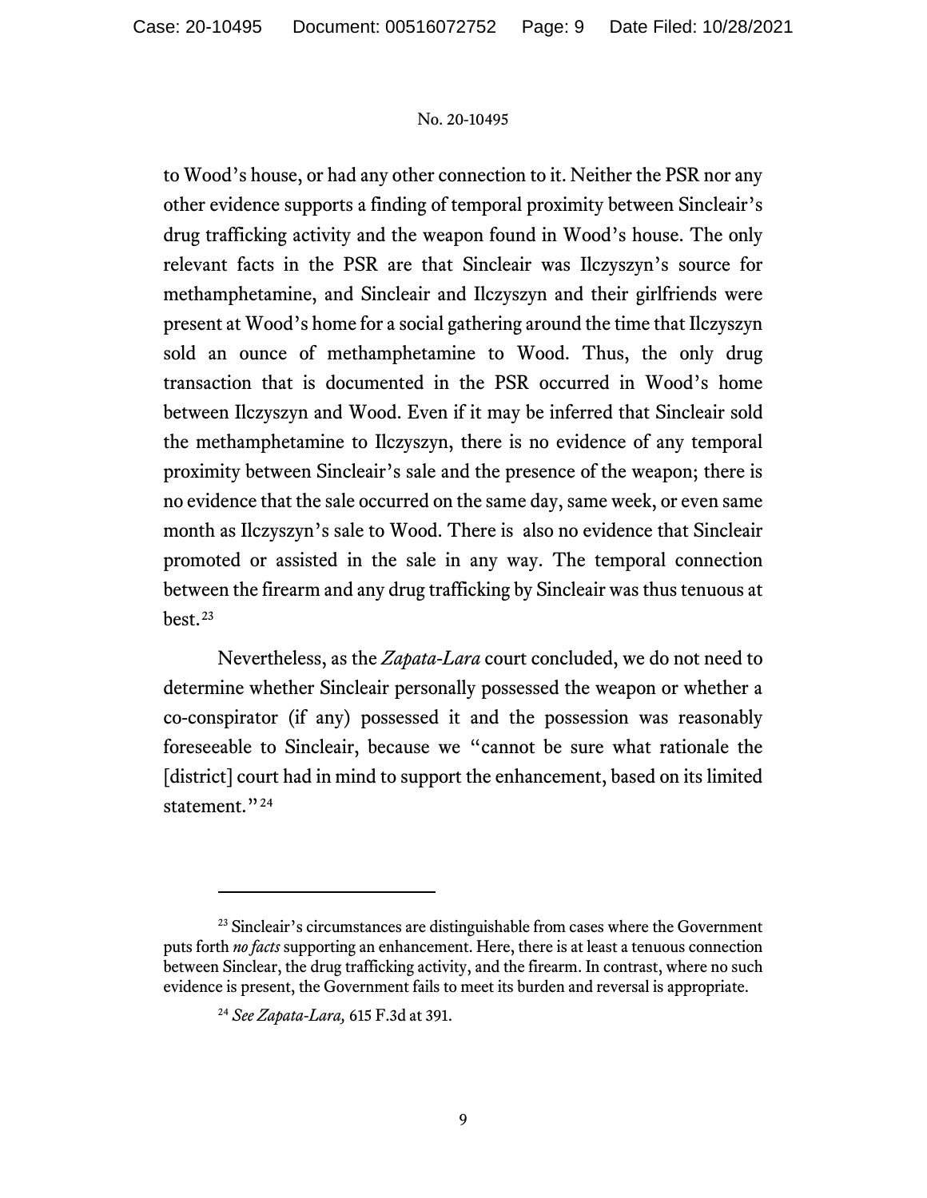to Wood's house, or had any other connection to it. Neither the PSR nor any other evidence supports a finding of temporal proximity between Sincleair's drug trafficking activity and the weapon found in Wood's house. The only relevant facts in the PSR are that Sincleair was Ilczyszyn's source for methamphetamine, and Sincleair and Ilczyszyn and their girlfriends were present at Wood's home for a social gathering around the time that Ilczyszyn sold an ounce of methamphetamine to Wood. Thus, the only drug transaction that is documented in the PSR occurred in Wood's home between Ilczyszyn and Wood. Even if it may be inferred that Sincleair sold the methamphetamine to Ilczyszyn, there is no evidence of any temporal proximity between Sincleair's sale and the presence of the weapon; there is no evidence that the sale occurred on the same day, same week, or even same month as Ilczyszyn's sale to Wood. There is also no evidence that Sincleair promoted or assisted in the sale in any way. The temporal connection between the firearm and any drug trafficking by Sincleair was thus tenuous at best.[23]

Nevertheless, as the *Zapata-Lara* court concluded, we do not need to determine whether Sincleair personally possessed the weapon or whether a co-conspirator (if any) possessed it and the possession was reasonably foreseeable to Sincleair, because we "cannot be sure what rationale the [district] court had in mind to support the enhancement, based on its limited statement."[24]

---

[23] Sincleair's circumstances are distinguishable from cases where the Government puts forth *no facts* supporting an enhancement. Here, there is at least a tenuous connection between Sinclear, the drug trafficking activity, and the firearm. In contrast, where no such evidence is present, the Government fails to meet its burden and reversal is appropriate.

[24] *See Zapata-Lara,* 615 F.3d at 391.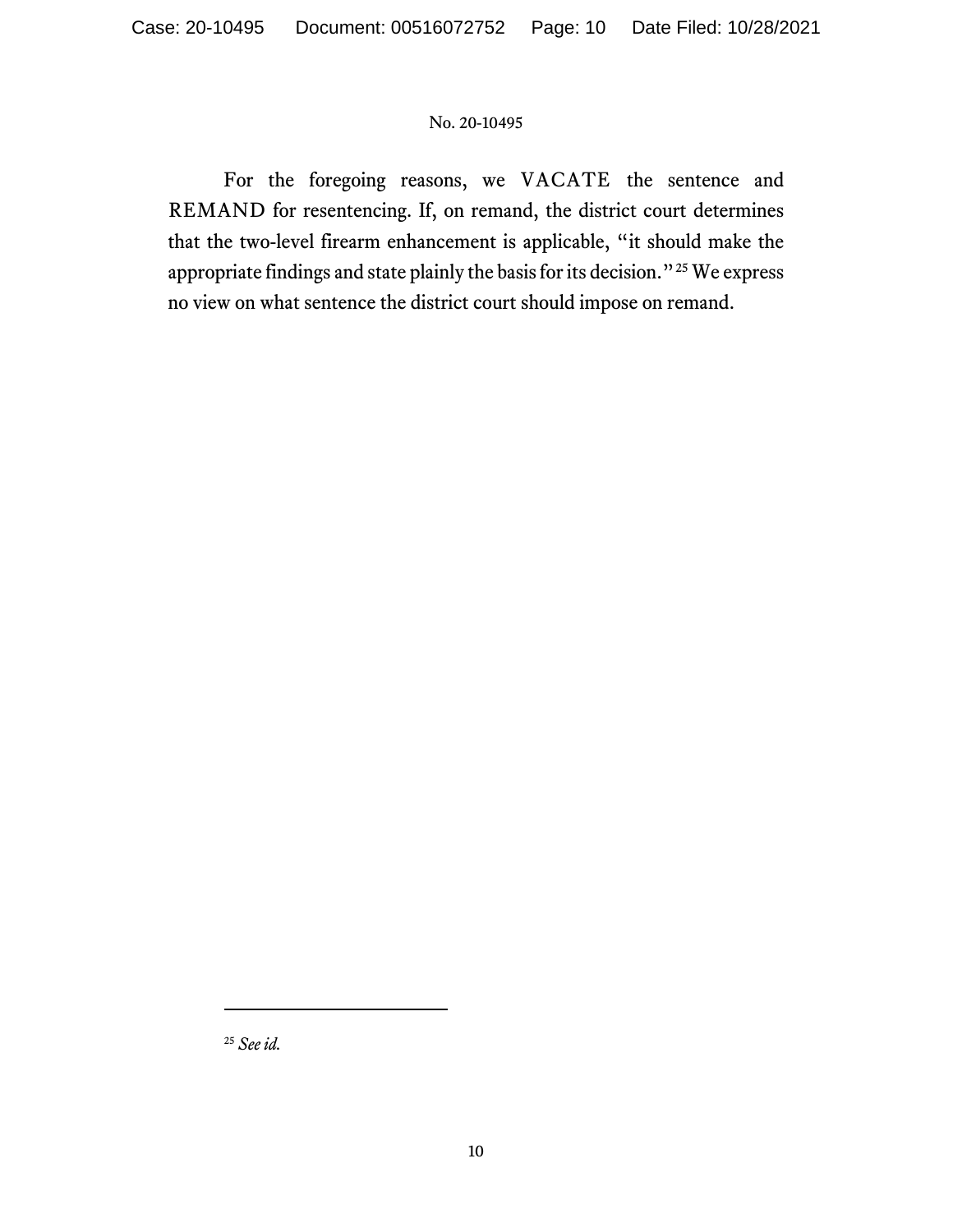For the foregoing reasons, we VACATE the sentence and REMAND for resentencing. If, on remand, the district court determines that the two-level firearm enhancement is applicable, "it should make the appropriate findings and state plainly the basis for its decision."[25] We express no view on what sentence the district court should impose on remand.

---

[25] *See id.*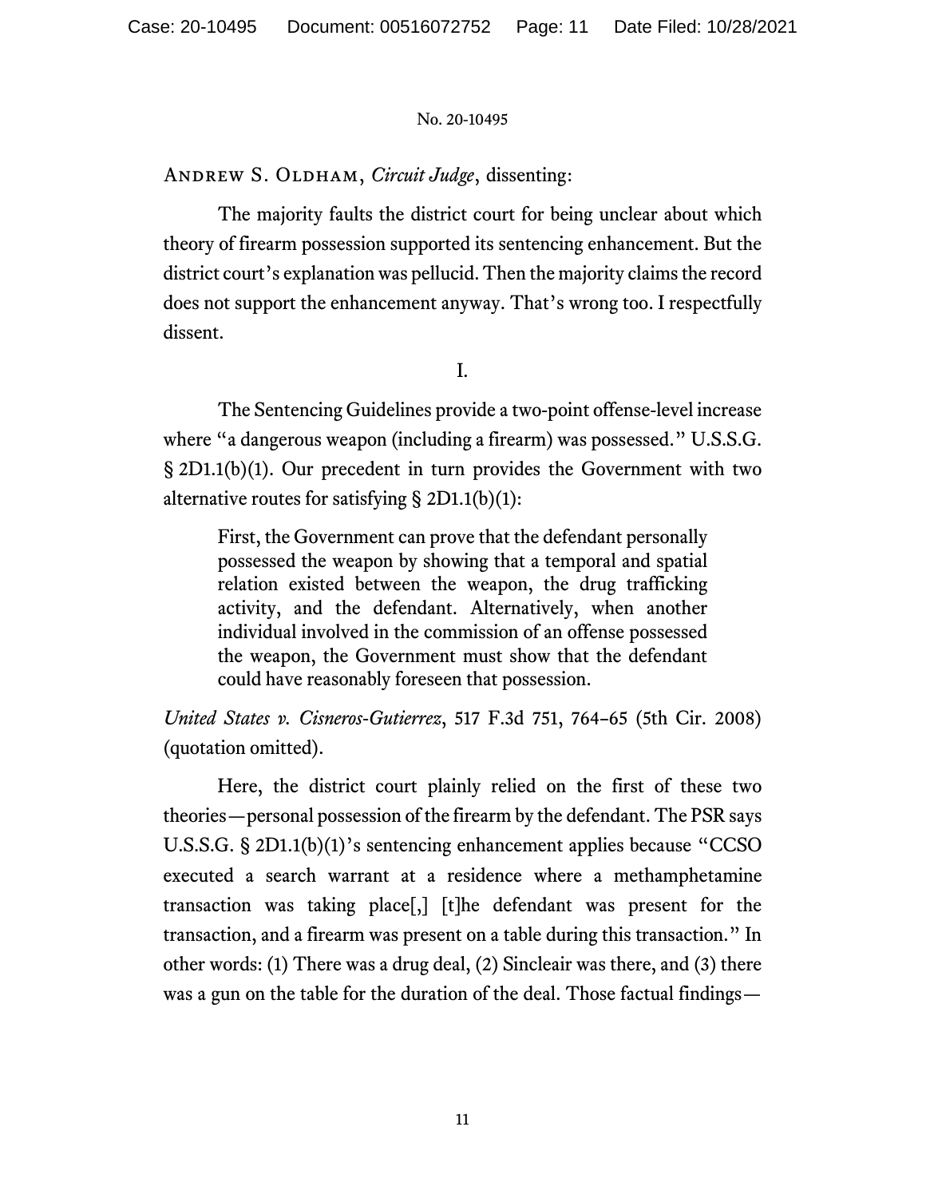Andrew S. Oldham, *Circuit Judge*, dissenting:

The majority faults the district court for being unclear about which theory of firearm possession supported its sentencing enhancement. But the district court's explanation was pellucid. Then the majority claims the record does not support the enhancement anyway. That's wrong too. I respectfully dissent.

I.

The Sentencing Guidelines provide a two-point offense-level increase where "a dangerous weapon (including a firearm) was possessed." U.S.S.G. § 2D1.1(b)(1). Our precedent in turn provides the Government with two alternative routes for satisfying § 2D1.1(b)(1):

> First, the Government can prove that the defendant personally possessed the weapon by showing that a temporal and spatial relation existed between the weapon, the drug trafficking activity, and the defendant. Alternatively, when another individual involved in the commission of an offense possessed the weapon, the Government must show that the defendant could have reasonably foreseen that possession.

*United States v. Cisneros-Gutierrez*, 517 F.3d 751, 764–65 (5th Cir. 2008) (quotation omitted).

Here, the district court plainly relied on the first of these two theories—personal possession of the firearm by the defendant. The PSR says U.S.S.G. § 2D1.1(b)(1)'s sentencing enhancement applies because "CCSO executed a search warrant at a residence where a methamphetamine transaction was taking place[,] [t]he defendant was present for the transaction, and a firearm was present on a table during this transaction." In other words: (1) There was a drug deal, (2) Sincleair was there, and (3) there was a gun on the table for the duration of the deal. Those factual findings—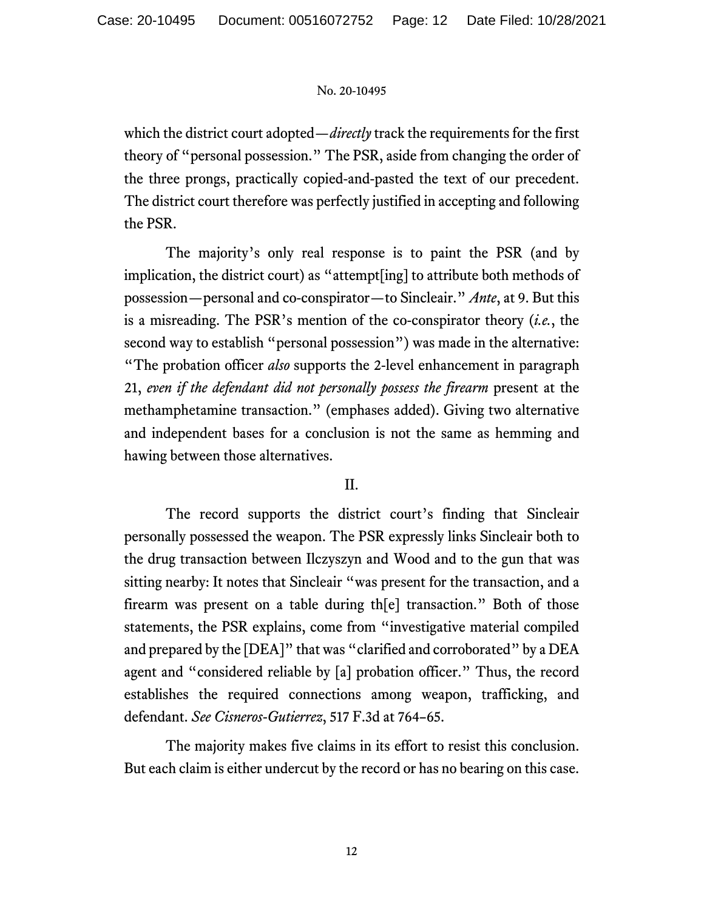which the district court adopted—*directly* track the requirements for the first theory of "personal possession." The PSR, aside from changing the order of the three prongs, practically copied-and-pasted the text of our precedent. The district court therefore was perfectly justified in accepting and following the PSR.

The majority's only real response is to paint the PSR (and by implication, the district court) as "attempt[ing] to attribute both methods of possession—personal and co-conspirator—to Sincleair." *Ante*, at 9. But this is a misreading. The PSR's mention of the co-conspirator theory (*i.e.*, the second way to establish "personal possession") was made in the alternative: "The probation officer *also* supports the 2-level enhancement in paragraph 21, *even if the defendant did not personally possess the firearm* present at the methamphetamine transaction." (emphases added). Giving two alternative and independent bases for a conclusion is not the same as hemming and hawing between those alternatives.

## II.

The record supports the district court's finding that Sincleair personally possessed the weapon. The PSR expressly links Sincleair both to the drug transaction between Ilczyszyn and Wood and to the gun that was sitting nearby: It notes that Sincleair "was present for the transaction, and a firearm was present on a table during th[e] transaction." Both of those statements, the PSR explains, come from "investigative material compiled and prepared by the [DEA]" that was "clarified and corroborated" by a DEA agent and "considered reliable by [a] probation officer." Thus, the record establishes the required connections among weapon, trafficking, and defendant. *See Cisneros-Gutierrez*, 517 F.3d at 764–65.

The majority makes five claims in its effort to resist this conclusion. But each claim is either undercut by the record or has no bearing on this case.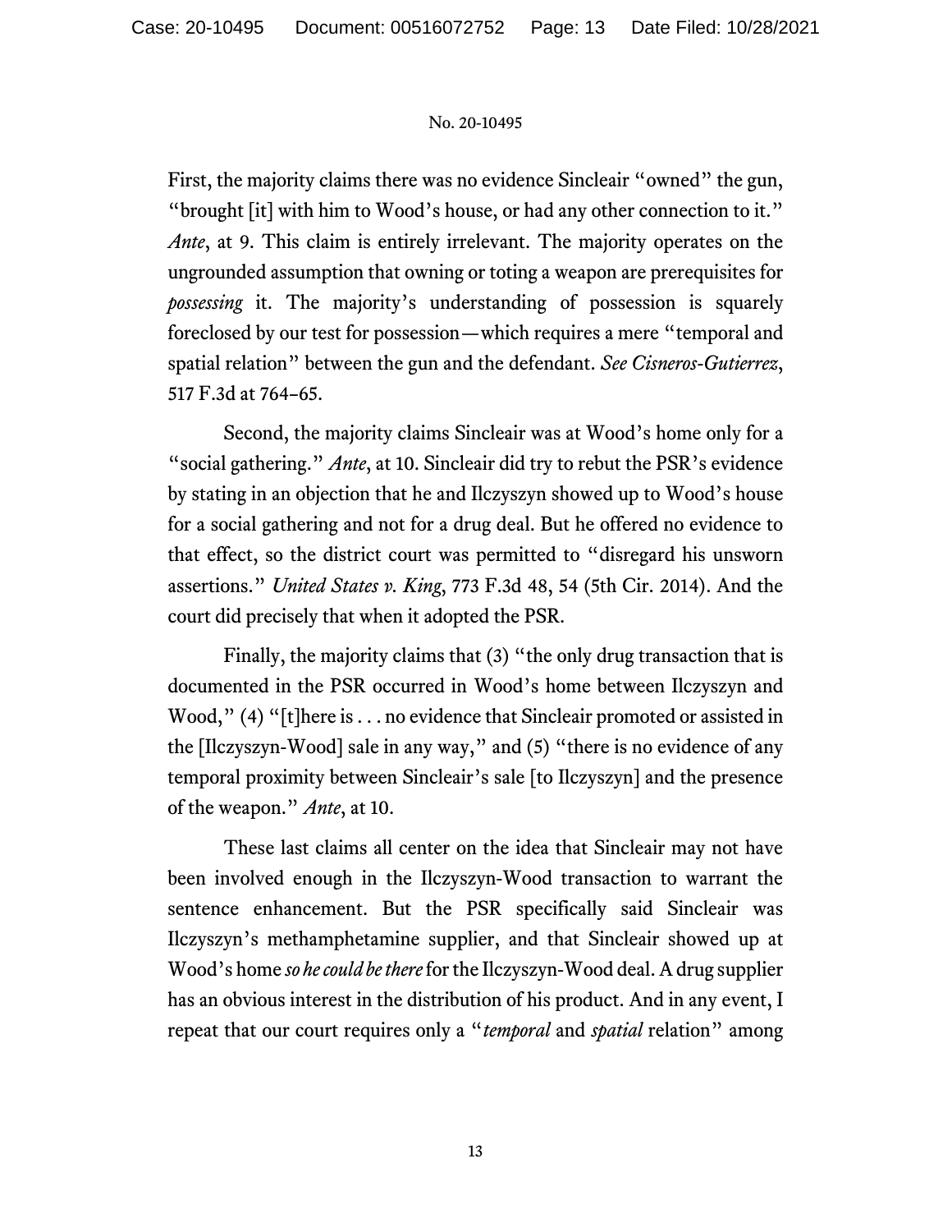First, the majority claims there was no evidence Sincleair "owned" the gun, "brought [it] with him to Wood's house, or had any other connection to it." *Ante*, at 9. This claim is entirely irrelevant. The majority operates on the ungrounded assumption that owning or toting a weapon are prerequisites for *possessing* it. The majority's understanding of possession is squarely foreclosed by our test for possession—which requires a mere "temporal and spatial relation" between the gun and the defendant. *See Cisneros-Gutierrez*, 517 F.3d at 764–65.

Second, the majority claims Sincleair was at Wood's home only for a "social gathering." *Ante*, at 10. Sincleair did try to rebut the PSR's evidence by stating in an objection that he and Ilczyszyn showed up to Wood's house for a social gathering and not for a drug deal. But he offered no evidence to that effect, so the district court was permitted to "disregard his unsworn assertions." *United States v. King*, 773 F.3d 48, 54 (5th Cir. 2014). And the court did precisely that when it adopted the PSR.

Finally, the majority claims that (3) "the only drug transaction that is documented in the PSR occurred in Wood's home between Ilczyszyn and Wood," (4) "[t]here is . . . no evidence that Sincleair promoted or assisted in the [Ilczyszyn-Wood] sale in any way," and (5) "there is no evidence of any temporal proximity between Sincleair's sale [to Ilczyszyn] and the presence of the weapon." *Ante*, at 10.

These last claims all center on the idea that Sincleair may not have been involved enough in the Ilczyszyn-Wood transaction to warrant the sentence enhancement. But the PSR specifically said Sincleair was Ilczyszyn's methamphetamine supplier, and that Sincleair showed up at Wood's home *so he could be there* for the Ilczyszyn-Wood deal. A drug supplier has an obvious interest in the distribution of his product. And in any event, I repeat that our court requires only a "*temporal* and *spatial* relation" among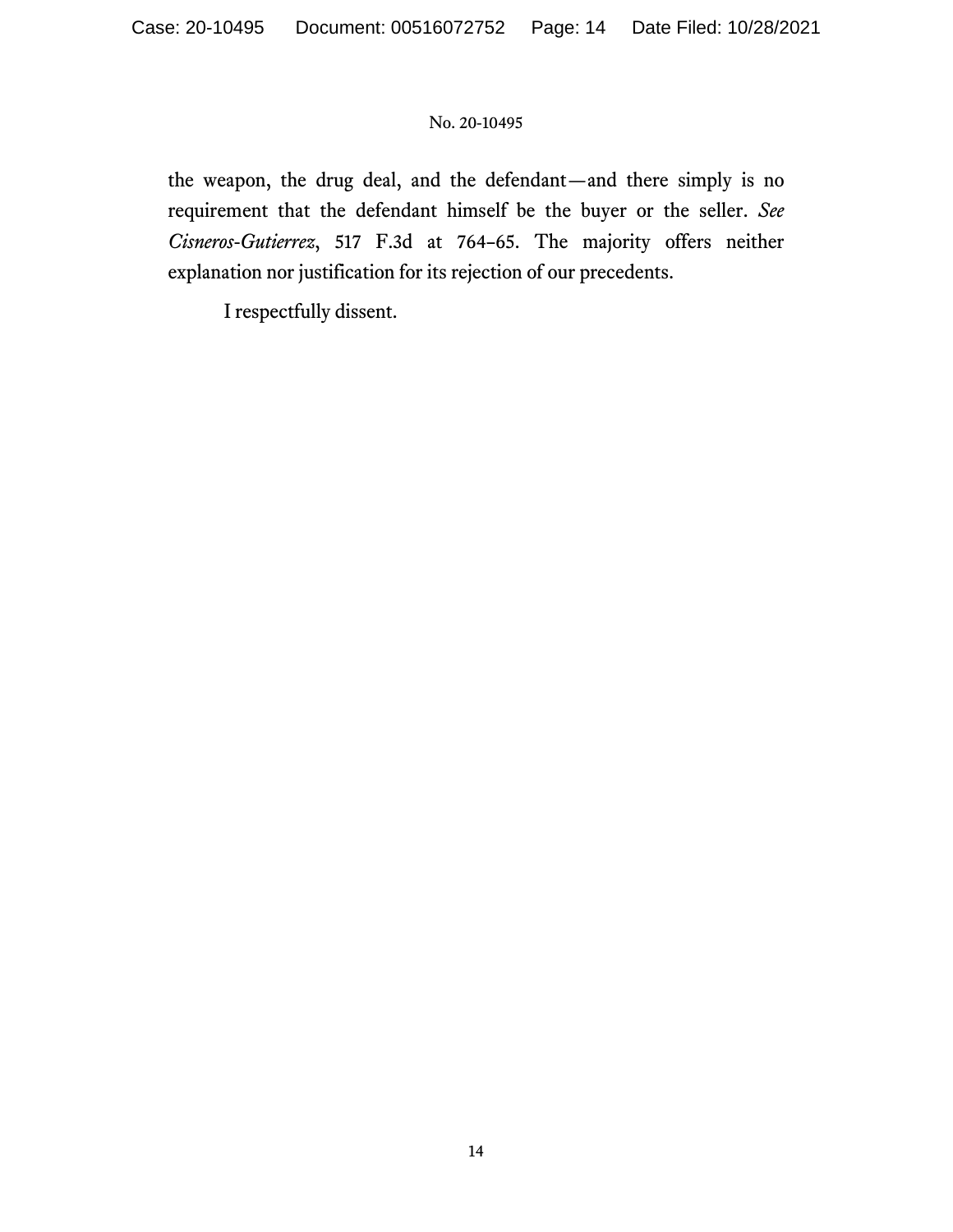the weapon, the drug deal, and the defendant—and there simply is no requirement that the defendant himself be the buyer or the seller. *See Cisneros-Gutierrez*, 517 F.3d at 764–65. The majority offers neither explanation nor justification for its rejection of our precedents.

I respectfully dissent.